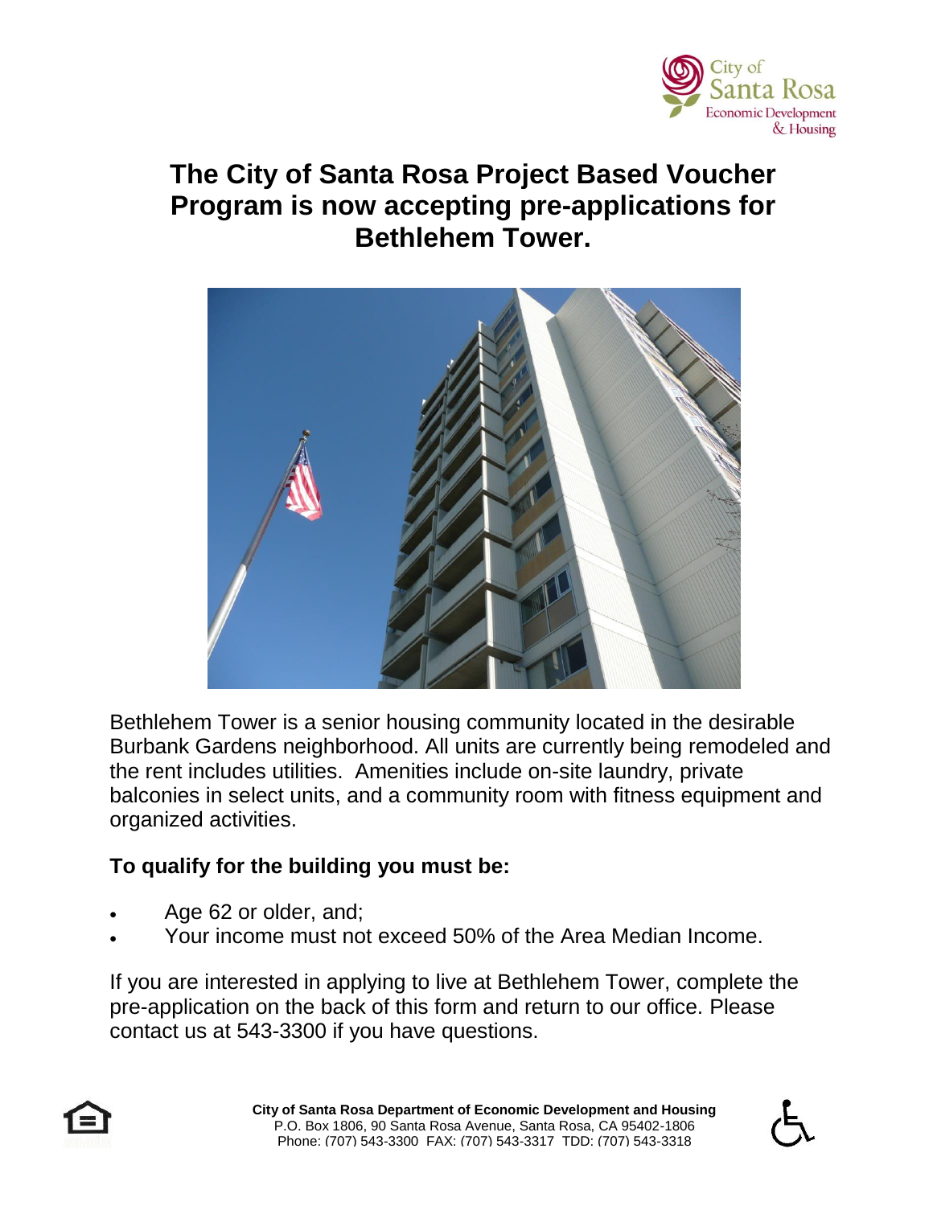City of Santa Rosa Economic Development & Housing

# The City of Santa Rosa Project Based Voucher Program is now accepting pre-applications for Bethlehem Tower.

Bethlehem Tower is a senior housing community located in the desirable Burbank Gardens neighborhood. All units are currently being remodeled and the rent includes utilities. Amenities include on-site laundry, private balconies in select units, and a community room with fitness equipment and organized activities.

## To qualify for the building you must be:

- Age 62 or older, and;
- Your income must not exceed 50% of the Area Median Income.

If you are interested in applying to live at Bethlehem Tower, complete the pre-application on the back of this form and return to our office. Please contact us at 543-3300 if you have questions.

**City of Santa Rosa Department of Economic Development and Housing**
P.O. Box 1806, 90 Santa Rosa Avenue, Santa Rosa, CA 95402-1806
Phone: (707) 543-3300 FAX: (707) 543-3317 TDD: (707) 543-3318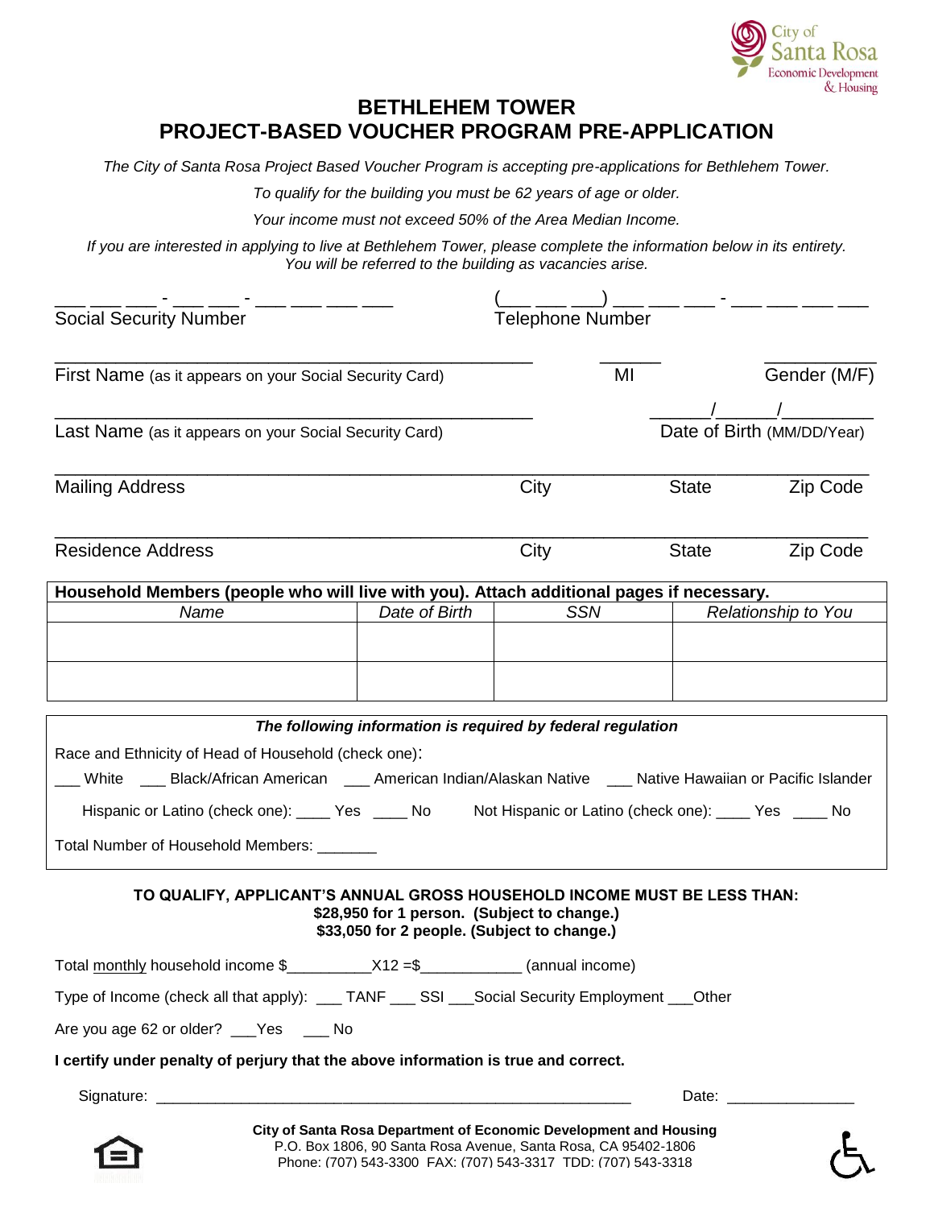City of Santa Rosa
Economic Development & Housing

# BETHLEHEM TOWER
# PROJECT-BASED VOUCHER PROGRAM PRE-APPLICATION

*The City of Santa Rosa Project Based Voucher Program is accepting pre-applications for Bethlehem Tower.*

*To qualify for the building you must be 62 years of age or older.*

*Your income must not exceed 50% of the Area Median Income.*

*If you are interested in applying to live at Bethlehem Tower, please complete the information below in its entirety. You will be referred to the building as vacancies arise.*

___ ___ ___ - ___ ___ - ___ ___ ___ ___
Social Security Number

(___ ___ ___) ___ ___ ___ - ___ ___ ___ ___
Telephone Number

_______________________________________________ ______ __________
First Name (as it appears on your Social Security Card) MI Gender (M/F)

_______________________________________________ ______/______/_________
Last Name (as it appears on your Social Security Card) Date of Birth (MM/DD/Year)

_______________________________________________________________________________
Mailing Address City State Zip Code

_______________________________________________________________________________
Residence Address City State Zip Code

**Household Members (people who will live with you). Attach additional pages if necessary.**

| *Name* | *Date of Birth* | *SSN* | *Relationship to You* |
|---|---|---|---|
| | | | |
| | | | |

***The following information is required by federal regulation***

Race and Ethnicity of Head of Household (check one):

___ White ___ Black/African American ___ American Indian/Alaskan Native ___ Native Hawaiian or Pacific Islander

Hispanic or Latino (check one): ____ Yes ____ No Not Hispanic or Latino (check one): ____ Yes ____ No

Total Number of Household Members: _______

**TO QUALIFY, APPLICANT'S ANNUAL GROSS HOUSEHOLD INCOME MUST BE LESS THAN:**
**$28,950 for 1 person. (Subject to change.)**
**$33,050 for 2 people. (Subject to change.)**

Total monthly household income $__________X12 =$___________ (annual income)

Type of Income (check all that apply): ___ TANF ___ SSI ___Social Security Employment ___Other

Are you age 62 or older? ___Yes ___ No

**I certify under penalty of perjury that the above information is true and correct.**

Signature: _________________________________________________________ Date: _______________

**City of Santa Rosa Department of Economic Development and Housing**
P.O. Box 1806, 90 Santa Rosa Avenue, Santa Rosa, CA 95402-1806
Phone: (707) 543-3300 FAX: (707) 543-3317 TDD: (707) 543-3318